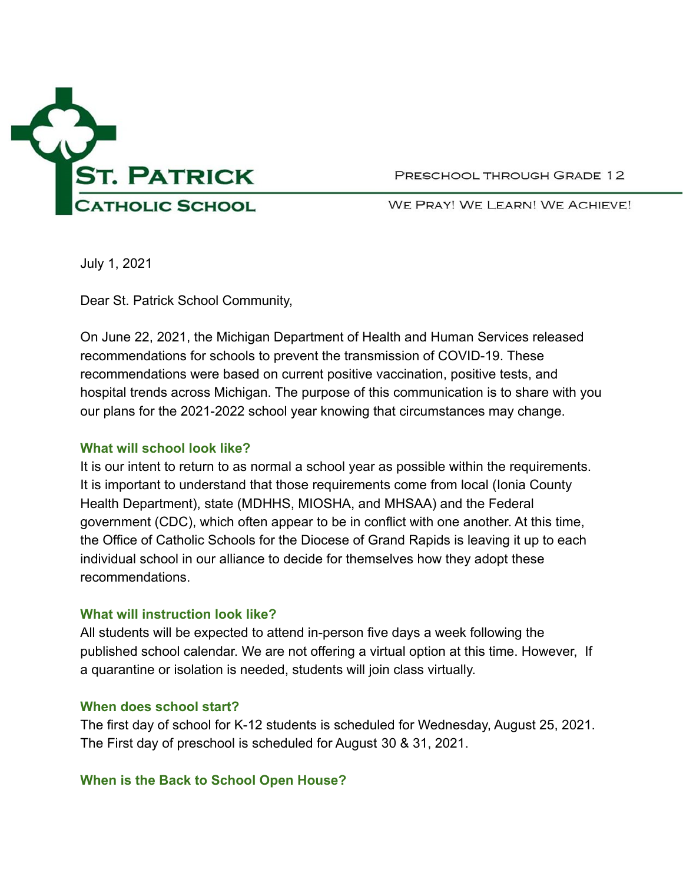**ST. PATRICK CATHOLIC SCHOOL**

PRESCHOOL THROUGH GRADE 12

WE PRAY! WE LEARN! WE ACHIEVE!

July 1, 2021

Dear St. Patrick School Community,

On June 22, 2021, the Michigan Department of Health and Human Services released recommendations for schools to prevent the transmission of COVID-19. These recommendations were based on current positive vaccination, positive tests, and hospital trends across Michigan. The purpose of this communication is to share with you our plans for the 2021-2022 school year knowing that circumstances may change.

### What will school look like?

It is our intent to return to as normal a school year as possible within the requirements. It is important to understand that those requirements come from local (Ionia County Health Department), state (MDHHS, MIOSHA, and MHSAA) and the Federal government (CDC), which often appear to be in conflict with one another. At this time, the Office of Catholic Schools for the Diocese of Grand Rapids is leaving it up to each individual school in our alliance to decide for themselves how they adopt these recommendations.

### What will instruction look like?

All students will be expected to attend in-person five days a week following the published school calendar. We are not offering a virtual option at this time. However, If a quarantine or isolation is needed, students will join class virtually.

### When does school start?

The first day of school for K-12 students is scheduled for Wednesday, August 25, 2021. The First day of preschool is scheduled for August 30 & 31, 2021.

### When is the Back to School Open House?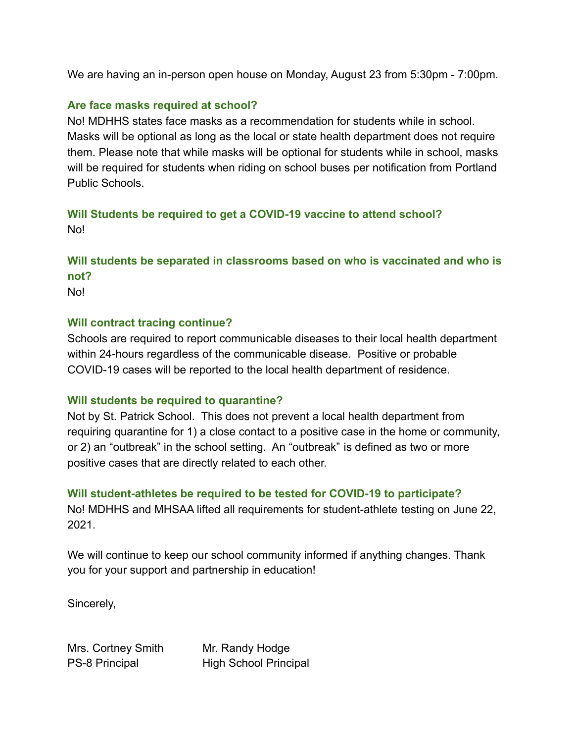We are having an in-person open house on Monday, August 23 from 5:30pm - 7:00pm.

### Are face masks required at school?

No! MDHHS states face masks as a recommendation for students while in school. Masks will be optional as long as the local or state health department does not require them. Please note that while masks will be optional for students while in school, masks will be required for students when riding on school buses per notification from Portland Public Schools.

### Will Students be required to get a COVID-19 vaccine to attend school?

No!

### Will students be separated in classrooms based on who is vaccinated and who is not?

No!

### Will contract tracing continue?

Schools are required to report communicable diseases to their local health department within 24-hours regardless of the communicable disease. Positive or probable COVID-19 cases will be reported to the local health department of residence.

### Will students be required to quarantine?

Not by St. Patrick School. This does not prevent a local health department from requiring quarantine for 1) a close contact to a positive case in the home or community, or 2) an "outbreak" in the school setting. An "outbreak" is defined as two or more positive cases that are directly related to each other.

### Will student-athletes be required to be tested for COVID-19 to participate?

No! MDHHS and MHSAA lifted all requirements for student-athlete testing on June 22, 2021.

We will continue to keep our school community informed if anything changes. Thank you for your support and partnership in education!

Sincerely,

Mrs. Cortney Smith
PS-8 Principal

Mr. Randy Hodge
High School Principal